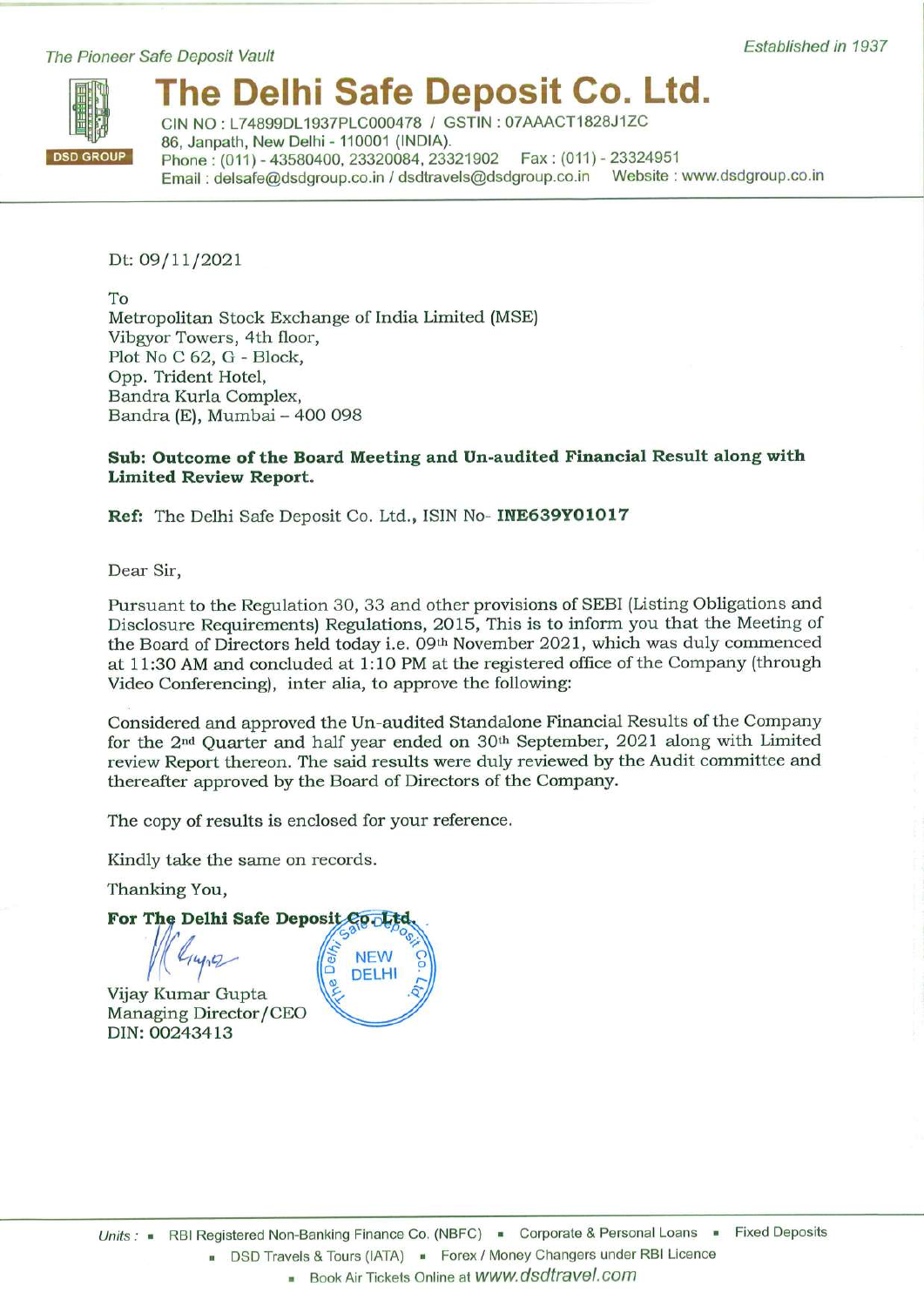*The Pioneer Safe Deposit Vault*

*Established in 1937*

DSD GROUP

# The Delhi Safe Deposit Co. Ltd.

CIN NO : L74899DL1937PLC000478 / GSTIN : 07AAACT1828J1ZC
86, Janpath, New Delhi - 110001 (INDIA).
Phone : (011) - 43580400, 23320084, 23321902 Fax : (011) - 23324951
Email : delsafe@dsdgroup.co.in / dsdtravels@dsdgroup.co.in Website : www.dsdgroup.co.in

Dt: 09/11/2021

To
Metropolitan Stock Exchange of India Limited (MSE)
Vibgyor Towers, 4th floor,
Plot No C 62, G - Block,
Opp. Trident Hotel,
Bandra Kurla Complex,
Bandra (E), Mumbai – 400 098

**Sub: Outcome of the Board Meeting and Un-audited Financial Result along with Limited Review Report.**

**Ref:** The Delhi Safe Deposit Co. Ltd., ISIN No- **INE639Y01017**

Dear Sir,

Pursuant to the Regulation 30, 33 and other provisions of SEBI (Listing Obligations and Disclosure Requirements) Regulations, 2015, This is to inform you that the Meeting of the Board of Directors held today i.e. 09th November 2021, which was duly commenced at 11:30 AM and concluded at 1:10 PM at the registered office of the Company (through Video Conferencing), inter alia, to approve the following:

Considered and approved the Un-audited Standalone Financial Results of the Company for the 2nd Quarter and half year ended on 30th September, 2021 along with Limited review Report thereon. The said results were duly reviewed by the Audit committee and thereafter approved by the Board of Directors of the Company.

The copy of results is enclosed for your reference.

Kindly take the same on records.

Thanking You,

**For The Delhi Safe Deposit Co. Ltd.**

Vijay Kumar Gupta
Managing Director/CEO
DIN: 00243413

*Units :* ▪ RBI Registered Non-Banking Finance Co. (NBFC) ▪ Corporate & Personal Loans ▪ Fixed Deposits
▪ DSD Travels & Tours (IATA) ▪ Forex / Money Changers under RBI Licence
▪ Book Air Tickets Online at *www.dsdtravel.com*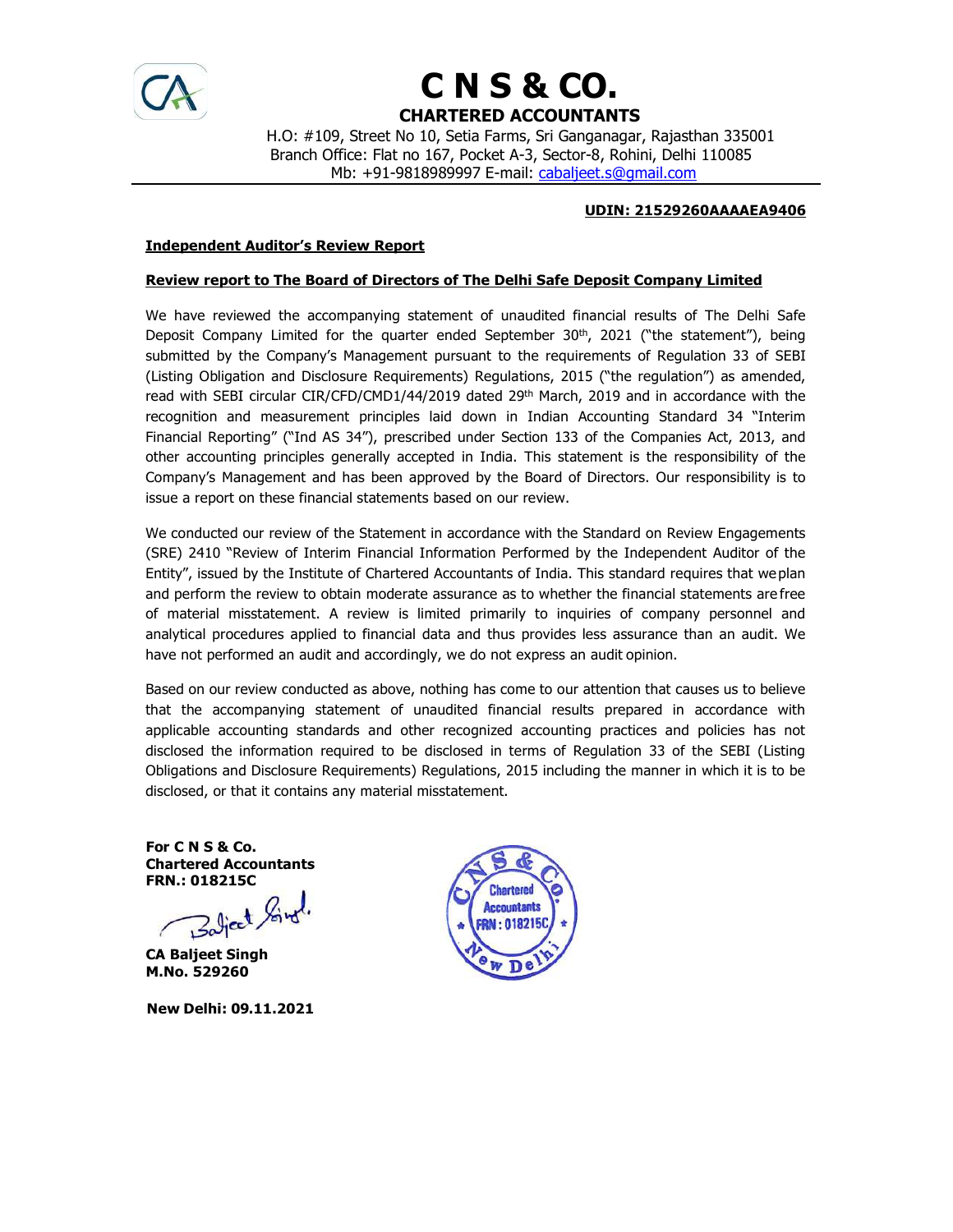# C N S & CO.

## CHARTERED ACCOUNTANTS

H.O: #109, Street No 10, Setia Farms, Sri Ganganagar, Rajasthan 335001
Branch Office: Flat no 167, Pocket A-3, Sector-8, Rohini, Delhi 110085
Mb: +91-9818989997 E-mail: cabaljeet.s@gmail.com

**UDIN: 21529260AAAAEA9406**

**Independent Auditor's Review Report**

**Review report to The Board of Directors of The Delhi Safe Deposit Company Limited**

We have reviewed the accompanying statement of unaudited financial results of The Delhi Safe Deposit Company Limited for the quarter ended September 30th, 2021 ("the statement"), being submitted by the Company's Management pursuant to the requirements of Regulation 33 of SEBI (Listing Obligation and Disclosure Requirements) Regulations, 2015 ("the regulation") as amended, read with SEBI circular CIR/CFD/CMD1/44/2019 dated 29th March, 2019 and in accordance with the recognition and measurement principles laid down in Indian Accounting Standard 34 "Interim Financial Reporting" ("Ind AS 34"), prescribed under Section 133 of the Companies Act, 2013, and other accounting principles generally accepted in India. This statement is the responsibility of the Company's Management and has been approved by the Board of Directors. Our responsibility is to issue a report on these financial statements based on our review.

We conducted our review of the Statement in accordance with the Standard on Review Engagements (SRE) 2410 "Review of Interim Financial Information Performed by the Independent Auditor of the Entity", issued by the Institute of Chartered Accountants of India. This standard requires that we plan and perform the review to obtain moderate assurance as to whether the financial statements are free of material misstatement. A review is limited primarily to inquiries of company personnel and analytical procedures applied to financial data and thus provides less assurance than an audit. We have not performed an audit and accordingly, we do not express an audit opinion.

Based on our review conducted as above, nothing has come to our attention that causes us to believe that the accompanying statement of unaudited financial results prepared in accordance with applicable accounting standards and other recognized accounting practices and policies has not disclosed the information required to be disclosed in terms of Regulation 33 of the SEBI (Listing Obligations and Disclosure Requirements) Regulations, 2015 including the manner in which it is to be disclosed, or that it contains any material misstatement.

**For C N S & Co.**
**Chartered Accountants**
**FRN.: 018215C**

**CA Baljeet Singh**
**M.No. 529260**

**New Delhi: 09.11.2021**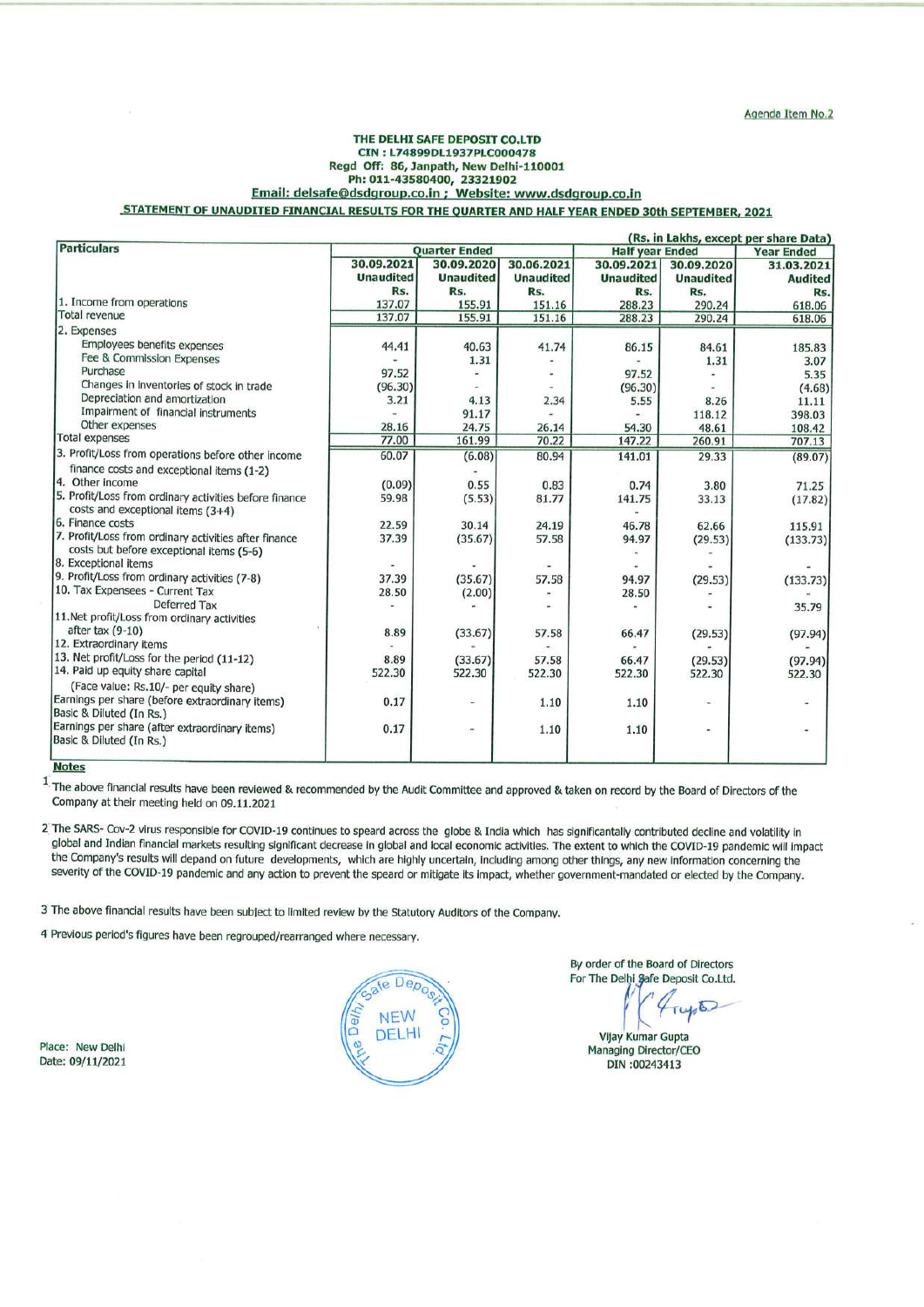Agenda Item No.2

# THE DELHI SAFE DEPOSIT CO.LTD

**CIN : L74899DL1937PLC000478**

**Regd Off: 86, Janpath, New Delhi-110001**

**Ph: 011-43580400, 23321902**

**Email: delsafe@dsdgroup.co.in ; Website: www.dsdgroup.co.in**

## STATEMENT OF UNAUDITED FINANCIAL RESULTS FOR THE QUARTER AND HALF YEAR ENDED 30th SEPTEMBER, 2021

(Rs. in Lakhs, except per share Data)

| Particulars | Quarter Ended | | | Half year Ended | | Year Ended |
|---|---|---|---|---|---|---|
| | 30.09.2021 Unaudited Rs. | 30.09.2020 Unaudited Rs. | 30.06.2021 Unaudited Rs. | 30.09.2021 Unaudited Rs. | 30.09.2020 Unaudited Rs. | 31.03.2021 Audited Rs. |
| 1. Income from operations | 137.07 | 155.91 | 151.16 | 288.23 | 290.24 | 618.06 |
| Total revenue | 137.07 | 155.91 | 151.16 | 288.23 | 290.24 | 618.06 |
| 2. Expenses | | | | | | |
| Employees benefits expenses | 44.41 | 40.63 | 41.74 | 86.15 | 84.61 | 185.83 |
| Fee & Commission Expenses | - | 1.31 | - | - | 1.31 | 3.07 |
| Purchase | 97.52 | - | - | 97.52 | - | 5.35 |
| Changes in inventories of stock in trade | (96.30) | - | - | (96.30) | - | (4.68) |
| Depreciation and amortization | 3.21 | 4.13 | 2.34 | 5.55 | 8.26 | 11.11 |
| Impairment of financial instruments | - | 91.17 | - | - | 118.12 | 398.03 |
| Other expenses | 28.16 | 24.75 | 26.14 | 54.30 | 48.61 | 108.42 |
| Total expenses | 77.00 | 161.99 | 70.22 | 147.22 | 260.91 | 707.13 |
| 3. Profit/Loss from operations before other income finance costs and exceptional items (1-2) | 60.07 | (6.08) | 80.94 | 141.01 | 29.33 | (89.07) |
| 4. Other income | (0.09) | 0.55 | 0.83 | 0.74 | 3.80 | 71.25 |
| 5. Profit/Loss from ordinary activities before finance costs and exceptional items (3+4) | 59.98 | (5.53) | 81.77 | 141.75 | 33.13 | (17.82) |
| 6. Finance costs | 22.59 | 30.14 | 24.19 | 46.78 | 62.66 | 115.91 |
| 7. Profit/Loss from ordinary activities after finance costs but before exceptional items (5-6) | 37.39 | (35.67) | 57.58 | 94.97 | (29.53) | (133.73) |
| 8. Exceptional items | - | - | - | - | - | - |
| 9. Profit/Loss from ordinary activities (7-8) | 37.39 | (35.67) | 57.58 | 94.97 | (29.53) | (133.73) |
| 10. Tax Expenses - Current Tax | 28.50 | (2.00) | - | 28.50 | - | - |
| Deferred Tax | - | - | - | - | - | 35.79 |
| 11.Net profit/Loss from ordinary activities after tax (9-10) | 8.89 | (33.67) | 57.58 | 66.47 | (29.53) | (97.94) |
| 12. Extraordinary items | - | - | - | - | - | - |
| 13. Net profit/Loss for the period (11-12) | 8.89 | (33.67) | 57.58 | 66.47 | (29.53) | (97.94) |
| 14. Paid up equity share capital (Face value: Rs.10/- per equity share) | 522.30 | 522.30 | 522.30 | 522.30 | 522.30 | 522.30 |
| Earnings per share (before extraordinary items) Basic & Diluted (In Rs.) | 0.17 | - | 1.10 | 1.10 | - | - |
| Earnings per share (after extraordinary items) Basic & Diluted (In Rs.) | 0.17 | - | 1.10 | 1.10 | - | - |

**Notes**

1. The above financial results have been reviewed & recommended by the Audit Committee and approved & taken on record by the Board of Directors of the Company at their meeting held on 09.11.2021

2. The SARS- Cov-2 virus responsible for COVID-19 continues to speard across the globe & India which has significantly contributed decline and volatility in global and Indian financial markets resulting significant decrease in global and local economic activities. The extent to which the COVID-19 pandemic will impact the Company's results will depend on future developments, which are highly uncertain, including among other things, any new information concerning the severity of the COVID-19 pandemic and any action to prevent the speard or mitigate its impact, whether government-mandated or elected by the Company.

3. The above financial results have been subject to limited review by the Statutory Auditors of the Company.

4. Previous period's figures have been regrouped/rearranged where necessary.

Place: New Delhi
Date: 09/11/2021

By order of the Board of Directors
For The Delhi Safe Deposit Co.Ltd.

Vijay Kumar Gupta
Managing Director/CEO
DIN :00243413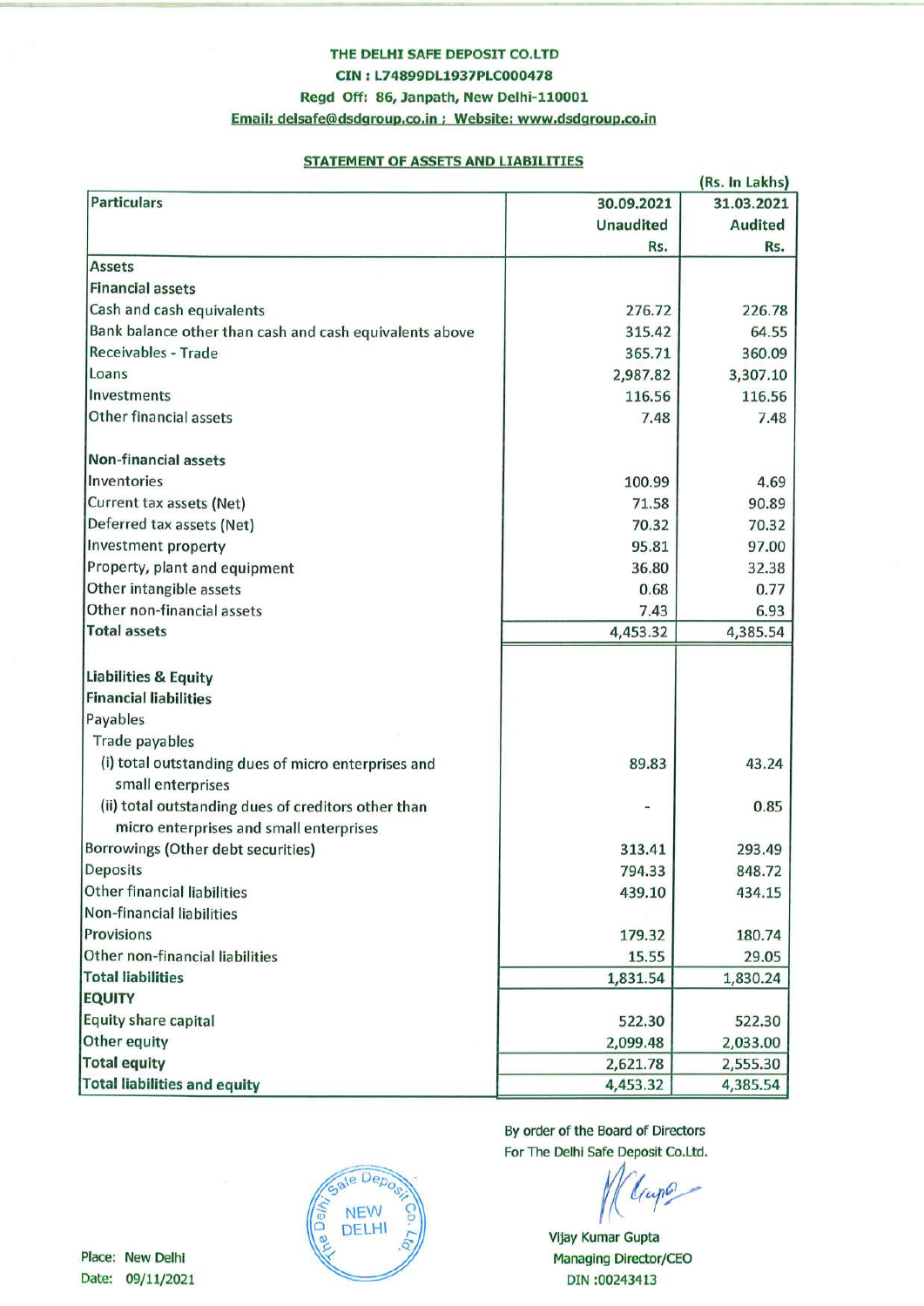**THE DELHI SAFE DEPOSIT CO.LTD**
**CIN : L74899DL1937PLC000478**
**Regd Off: 86, Janpath, New Delhi-110001**
**Email: delsafe@dsdgroup.co.in ; Website: www.dsdgroup.co.in**

## STATEMENT OF ASSETS AND LIABILITIES

(Rs. In Lakhs)

| Particulars | 30.09.2021 Unaudited Rs. | 31.03.2021 Audited Rs. |
|---|---|---|
| **Assets** | | |
| **Financial assets** | | |
| Cash and cash equivalents | 276.72 | 226.78 |
| Bank balance other than cash and cash equivalents above | 315.42 | 64.55 |
| Receivables - Trade | 365.71 | 360.09 |
| Loans | 2,987.82 | 3,307.10 |
| Investments | 116.56 | 116.56 |
| Other financial assets | 7.48 | 7.48 |
| **Non-financial assets** | | |
| Inventories | 100.99 | 4.69 |
| Current tax assets (Net) | 71.58 | 90.89 |
| Deferred tax assets (Net) | 70.32 | 70.32 |
| Investment property | 95.81 | 97.00 |
| Property, plant and equipment | 36.80 | 32.38 |
| Other intangible assets | 0.68 | 0.77 |
| Other non-financial assets | 7.43 | 6.93 |
| **Total assets** | 4,453.32 | 4,385.54 |
| **Liabilities & Equity** | | |
| **Financial liabilities** | | |
| Payables | | |
| Trade payables | | |
| (i) total outstanding dues of micro enterprises and small enterprises | 89.83 | 43.24 |
| (ii) total outstanding dues of creditors other than micro enterprises and small enterprises | - | 0.85 |
| Borrowings (Other debt securities) | 313.41 | 293.49 |
| Deposits | 794.33 | 848.72 |
| Other financial liabilities | 439.10 | 434.15 |
| Non-financial liabilities | | |
| Provisions | 179.32 | 180.74 |
| Other non-financial liabilities | 15.55 | 29.05 |
| **Total liabilities** | 1,831.54 | 1,830.24 |
| **EQUITY** | | |
| Equity share capital | 522.30 | 522.30 |
| Other equity | 2,099.48 | 2,033.00 |
| **Total equity** | 2,621.78 | 2,555.30 |
| **Total liabilities and equity** | 4,453.32 | 4,385.54 |

By order of the Board of Directors
For The Delhi Safe Deposit Co.Ltd.

Vijay Kumar Gupta
Managing Director/CEO
DIN :00243413

Place: New Delhi
Date: 09/11/2021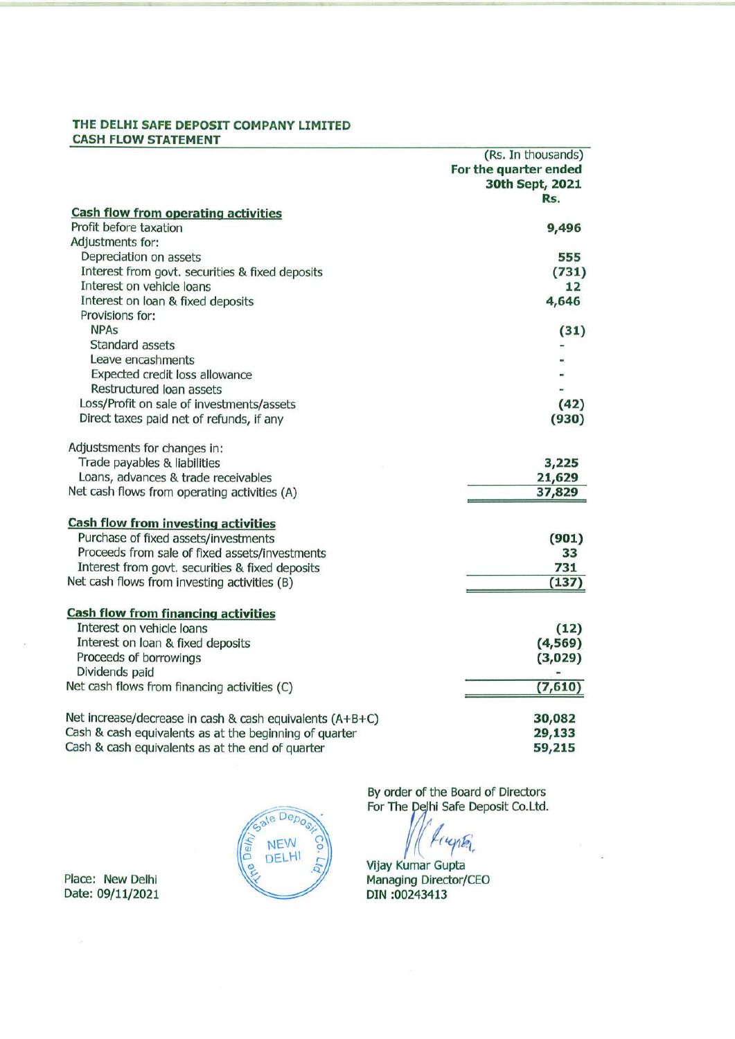# THE DELHI SAFE DEPOSIT COMPANY LIMITED

## CASH FLOW STATEMENT

| | (Rs. In thousands) For the quarter ended 30th Sept, 2021 Rs. |
|---|---|
| **Cash flow from operating activities** | |
| Profit before taxation | 9,496 |
| Adjustments for: | |
| Depreciation on assets | 555 |
| Interest from govt. securities & fixed deposits | (731) |
| Interest on vehicle loans | 12 |
| Interest on loan & fixed deposits | 4,646 |
| Provisions for: | |
| NPAs | (31) |
| Standard assets | - |
| Leave encashments | - |
| Expected credit loss allowance | - |
| Restructured loan assets | - |
| Loss/Profit on sale of investments/assets | (42) |
| Direct taxes paid net of refunds, if any | (930) |
| Adjustsments for changes in: | |
| Trade payables & liabilities | 3,225 |
| Loans, advances & trade receivables | 21,629 |
| Net cash flows from operating activities (A) | 37,829 |
| **Cash flow from investing activities** | |
| Purchase of fixed assets/investments | (901) |
| Proceeds from sale of fixed assets/investments | 33 |
| Interest from govt. securities & fixed deposits | 731 |
| Net cash flows from investing activities (B) | (137) |
| **Cash flow from financing activities** | |
| Interest on vehicle loans | (12) |
| Interest on loan & fixed deposits | (4,569) |
| Proceeds of borrowings | (3,029) |
| Dividends paid | - |
| Net cash flows from financing activities (C) | (7,610) |
| Net increase/decrease in cash & cash equivalents (A+B+C) | 30,082 |
| Cash & cash equivalents as at the beginning of quarter | 29,133 |
| Cash & cash equivalents as at the end of quarter | 59,215 |

By order of the Board of Directors
For The Delhi Safe Deposit Co.Ltd.

Vijay Kumar Gupta
Managing Director/CEO
DIN :00243413

Place: New Delhi
Date: 09/11/2021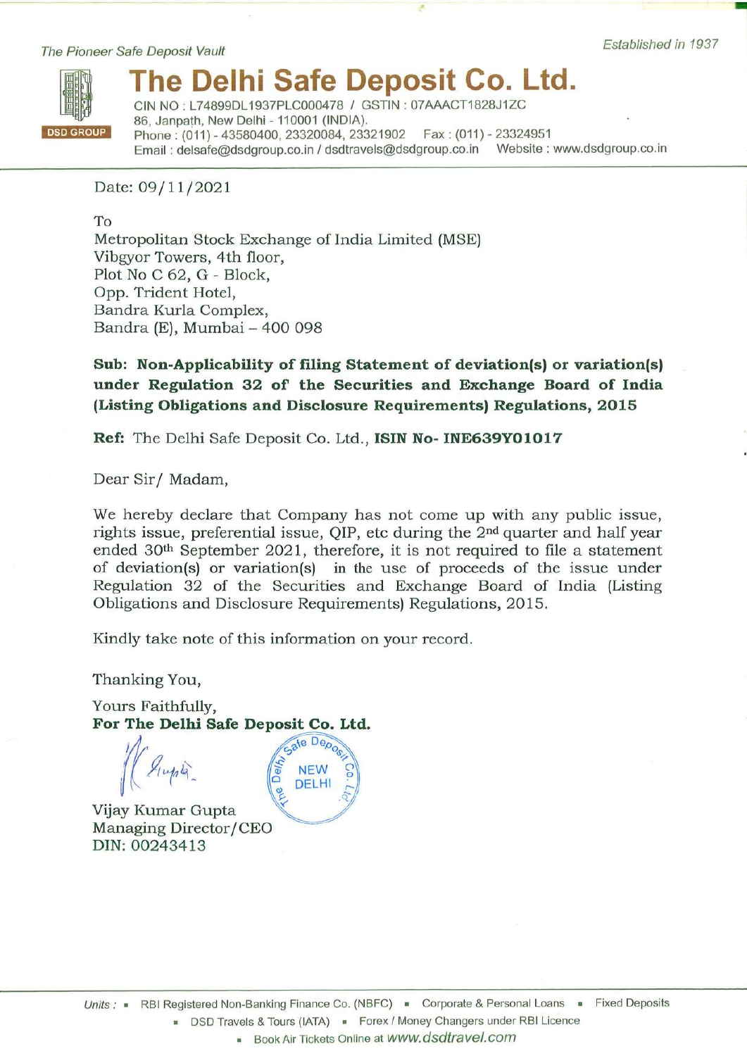*The Pioneer Safe Deposit Vault*

*Established in 1937*

# The Delhi Safe Deposit Co. Ltd.

DSD GROUP

CIN NO : L74899DL1937PLC000478 / GSTIN : 07AAACT1828J1ZC
86, Janpath, New Delhi - 110001 (INDIA).
Phone : (011) - 43580400, 23320084, 23321902 Fax : (011) - 23324951
Email : delsafe@dsdgroup.co.in / dsdtravels@dsdgroup.co.in Website : www.dsdgroup.co.in

Date: 09/11/2021

To
Metropolitan Stock Exchange of India Limited (MSE)
Vibgyor Towers, 4th floor,
Plot No C 62, G - Block,
Opp. Trident Hotel,
Bandra Kurla Complex,
Bandra (E), Mumbai – 400 098

**Sub: Non-Applicability of filing Statement of deviation(s) or variation(s) under Regulation 32 of the Securities and Exchange Board of India (Listing Obligations and Disclosure Requirements) Regulations, 2015**

**Ref:** The Delhi Safe Deposit Co. Ltd., **ISIN No- INE639Y01017**

Dear Sir/ Madam,

We hereby declare that Company has not come up with any public issue, rights issue, preferential issue, QIP, etc during the 2nd quarter and half year ended 30th September 2021, therefore, it is not required to file a statement of deviation(s) or variation(s) in the use of proceeds of the issue under Regulation 32 of the Securities and Exchange Board of India (Listing Obligations and Disclosure Requirements) Regulations, 2015.

Kindly take note of this information on your record.

Thanking You,

Yours Faithfully,
**For The Delhi Safe Deposit Co. Ltd.**

Vijay Kumar Gupta
Managing Director/CEO
DIN: 00243413

*Units :* ▪ RBI Registered Non-Banking Finance Co. (NBFC) ▪ Corporate & Personal Loans ▪ Fixed Deposits
▪ DSD Travels & Tours (IATA) ▪ Forex / Money Changers under RBI Licence
▪ Book Air Tickets Online at *www.dsdtravel.com*